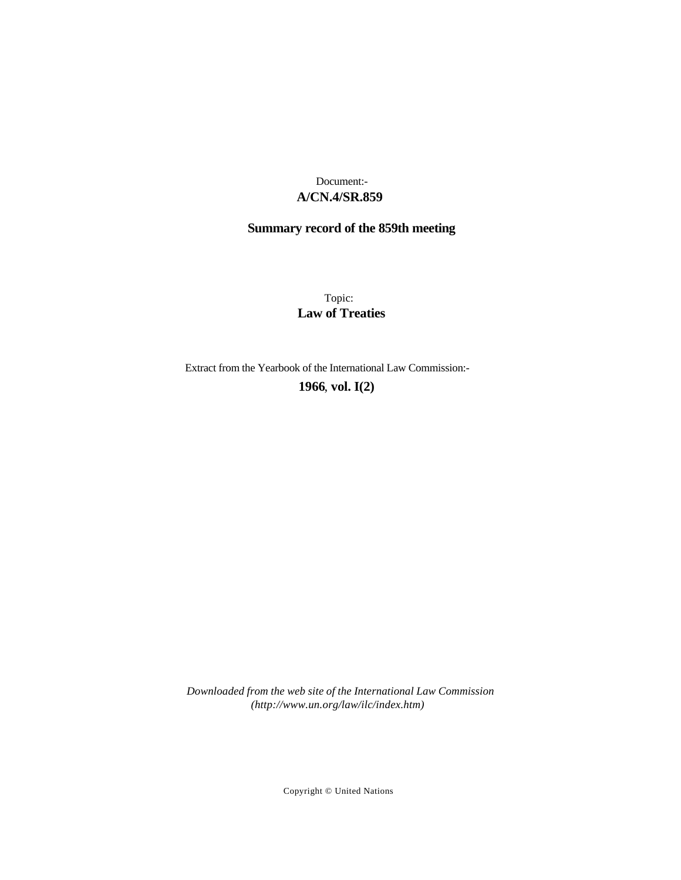Document:-
**A/CN.4/SR.859**

**Summary record of the 859th meeting**

Topic:
**Law of Treaties**

Extract from the Yearbook of the International Law Commission:-
**1966**, **vol. I(2)**

*Downloaded from the web site of the International Law Commission (http://www.un.org/law/ilc/index.htm)*

Copyright © United Nations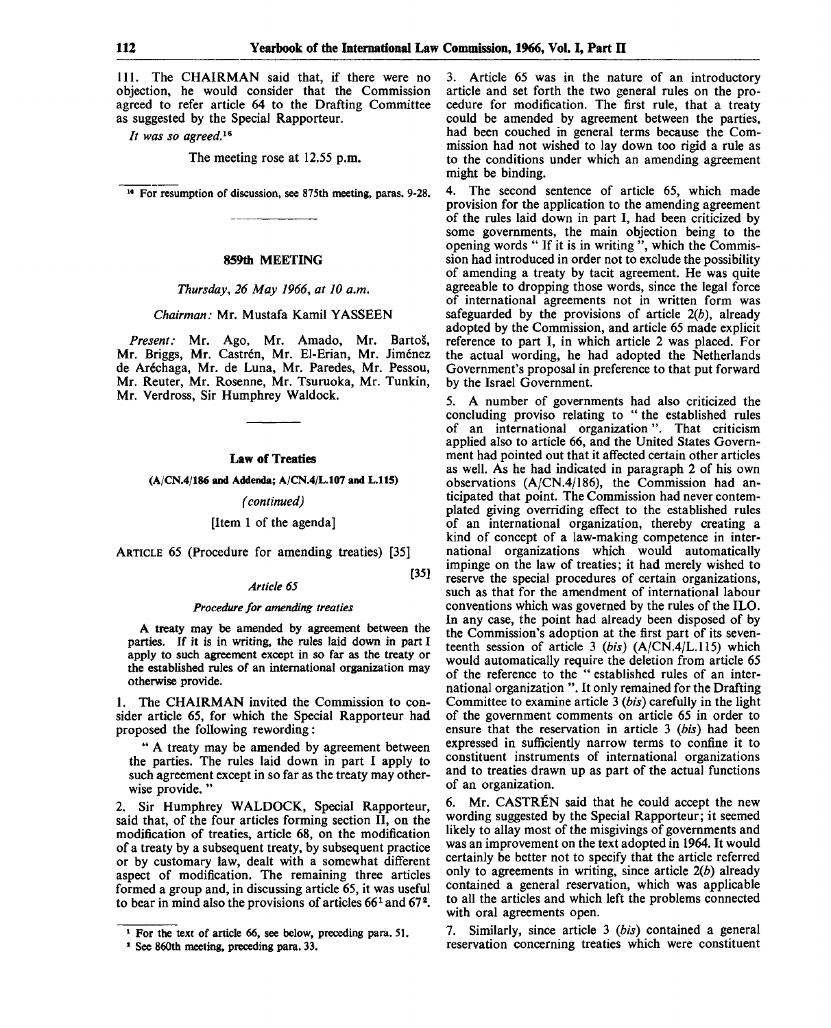111. The CHAIRMAN said that, if there were no objection, he would consider that the Commission agreed to refer article 64 to the Drafting Committee as suggested by the Special Rapporteur.

*It was so agreed.*[16]

The meeting rose at 12.55 p.m.

[16] For resumption of discussion, see 875th meeting, paras. 9-28.

---

## 859th MEETING

*Thursday, 26 May 1966, at 10 a.m.*

*Chairman:* Mr. Mustafa Kamil YASSEEN

*Present:* Mr. Ago, Mr. Amado, Mr. Bartoš, Mr. Briggs, Mr. Castrén, Mr. El-Erian, Mr. Jiménez de Aréchaga, Mr. de Luna, Mr. Paredes, Mr. Pessou, Mr. Reuter, Mr. Rosenne, Mr. Tsuruoka, Mr. Tunkin, Mr. Verdross, Sir Humphrey Waldock.

---

### Law of Treaties

**(A/CN.4/186 and Addenda; A/CN.4/L.107 and L.115)**

*(continued)*

[Item 1 of the agenda]

ARTICLE 65 (Procedure for amending treaties) [35]

[35]

*Article 65*

*Procedure for amending treaties*

A treaty may be amended by agreement between the parties. If it is in writing, the rules laid down in part I apply to such agreement except in so far as the treaty or the established rules of an international organization may otherwise provide.

1. The CHAIRMAN invited the Commission to consider article 65, for which the Special Rapporteur had proposed the following rewording:

"A treaty may be amended by agreement between the parties. The rules laid down in part I apply to such agreement except in so far as the treaty may otherwise provide."

2. Sir Humphrey WALDOCK, Special Rapporteur, said that, of the four articles forming section II, on the modification of treaties, article 68, on the modification of a treaty by a subsequent treaty, by subsequent practice or by customary law, dealt with a somewhat different aspect of modification. The remaining three articles formed a group and, in discussing article 65, it was useful to bear in mind also the provisions of articles 66[1] and 67[2].

3. Article 65 was in the nature of an introductory article and set forth the two general rules on the procedure for modification. The first rule, that a treaty could be amended by agreement between the parties, had been couched in general terms because the Commission had not wished to lay down too rigid a rule as to the conditions under which an amending agreement might be binding.

4. The second sentence of article 65, which made provision for the application to the amending agreement of the rules laid down in part I, had been criticized by some governments, the main objection being to the opening words "If it is in writing", which the Commission had introduced in order not to exclude the possibility of amending a treaty by tacit agreement. He was quite agreeable to dropping those words, since the legal force of international agreements not in written form was safeguarded by the provisions of article 2(*b*), already adopted by the Commission, and article 65 made explicit reference to part I, in which article 2 was placed. For the actual wording, he had adopted the Netherlands Government's proposal in preference to that put forward by the Israel Government.

5. A number of governments had also criticized the concluding proviso relating to "the established rules of an international organization". That criticism applied also to article 66, and the United States Government had pointed out that it affected certain other articles as well. As he had indicated in paragraph 2 of his own observations (A/CN.4/186), the Commission had anticipated that point. The Commission had never contemplated giving overriding effect to the established rules of an international organization, thereby creating a kind of concept of a law-making competence in international organizations which would automatically impinge on the law of treaties; it had merely wished to reserve the special procedures of certain organizations, such as that for the amendment of international labour conventions which was governed by the rules of the ILO. In any case, the point had already been disposed of by the Commission's adoption at the first part of its seventeenth session of article 3 (*bis*) (A/CN.4/L.115) which would automatically require the deletion from article 65 of the reference to the "established rules of an international organization". It only remained for the Drafting Committee to examine article 3 (*bis*) carefully in the light of the government comments on article 65 in order to ensure that the reservation in article 3 (*bis*) had been expressed in sufficiently narrow terms to confine it to constituent instruments of international organizations and to treaties drawn up as part of the actual functions of an organization.

6. Mr. CASTRÉN said that he could accept the new wording suggested by the Special Rapporteur; it seemed likely to allay most of the misgivings of governments and was an improvement on the text adopted in 1964. It would certainly be better not to specify that the article referred only to agreements in writing, since article 2(*b*) already contained a general reservation, which was applicable to all the articles and which left the problems connected with oral agreements open.

7. Similarly, since article 3 (*bis*) contained a general reservation concerning treaties which were constituent

[1] For the text of article 66, see below, preceding para. 51.

[2] See 860th meeting, preceding para. 33.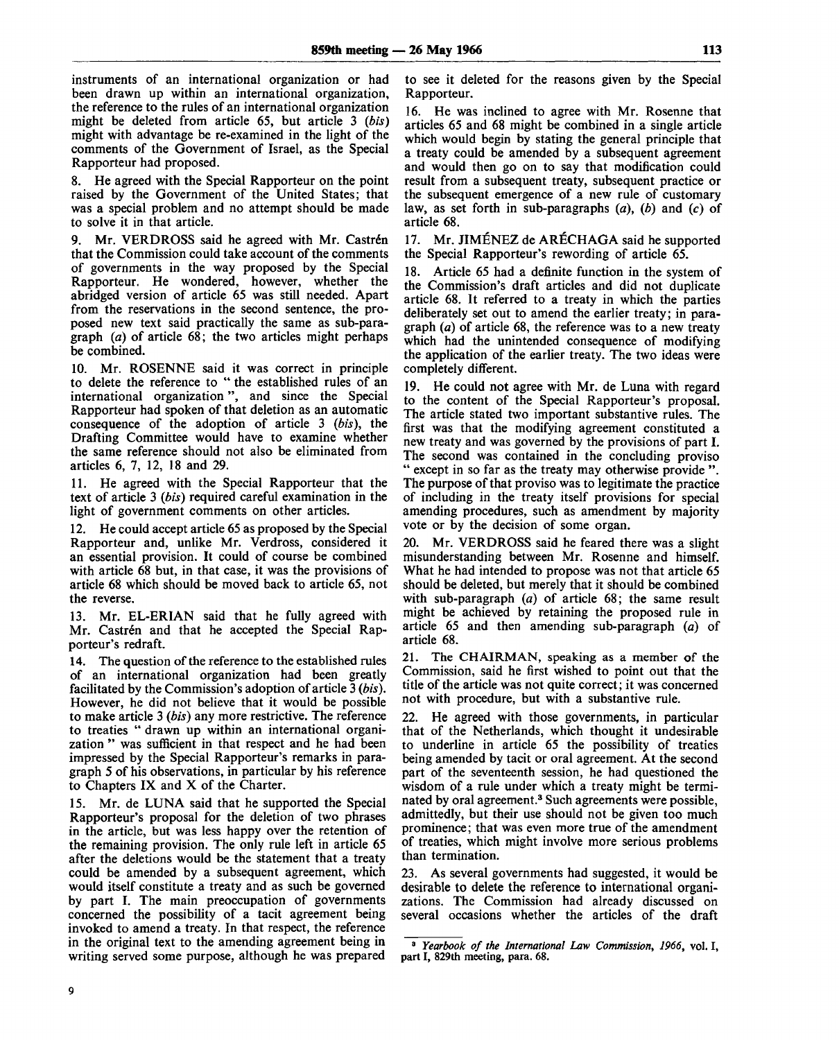instruments of an international organization or had been drawn up within an international organization, the reference to the rules of an international organization might be deleted from article 65, but article 3 (*bis*) might with advantage be re-examined in the light of the comments of the Government of Israel, as the Special Rapporteur had proposed.

8. He agreed with the Special Rapporteur on the point raised by the Government of the United States; that was a special problem and no attempt should be made to solve it in that article.

9. Mr. VERDROSS said he agreed with Mr. Castrén that the Commission could take account of the comments of governments in the way proposed by the Special Rapporteur. He wondered, however, whether the abridged version of article 65 was still needed. Apart from the reservations in the second sentence, the proposed new text said practically the same as sub-paragraph (*a*) of article 68; the two articles might perhaps be combined.

10. Mr. ROSENNE said it was correct in principle to delete the reference to " the established rules of an international organization ", and since the Special Rapporteur had spoken of that deletion as an automatic consequence of the adoption of article 3 (*bis*), the Drafting Committee would have to examine whether the same reference should not also be eliminated from articles 6, 7, 12, 18 and 29.

11. He agreed with the Special Rapporteur that the text of article 3 (*bis*) required careful examination in the light of government comments on other articles.

12. He could accept article 65 as proposed by the Special Rapporteur and, unlike Mr. Verdross, considered it an essential provision. It could of course be combined with article 68 but, in that case, it was the provisions of article 68 which should be moved back to article 65, not the reverse.

13. Mr. EL-ERIAN said that he fully agreed with Mr. Castrén and that he accepted the Special Rapporteur's redraft.

14. The question of the reference to the established rules of an international organization had been greatly facilitated by the Commission's adoption of article 3 (*bis*). However, he did not believe that it would be possible to make article 3 (*bis*) any more restrictive. The reference to treaties " drawn up within an international organization " was sufficient in that respect and he had been impressed by the Special Rapporteur's remarks in paragraph 5 of his observations, in particular by his reference to Chapters IX and X of the Charter.

15. Mr. de LUNA said that he supported the Special Rapporteur's proposal for the deletion of two phrases in the article, but was less happy over the retention of the remaining provision. The only rule left in article 65 after the deletions would be the statement that a treaty could be amended by a subsequent agreement, which would itself constitute a treaty and as such be governed by part I. The main preoccupation of governments concerned the possibility of a tacit agreement being invoked to amend a treaty. In that respect, the reference in the original text to the amending agreement being in writing served some purpose, although he was prepared to see it deleted for the reasons given by the Special Rapporteur.

16. He was inclined to agree with Mr. Rosenne that articles 65 and 68 might be combined in a single article which would begin by stating the general principle that a treaty could be amended by a subsequent agreement and would then go on to say that modification could result from a subsequent treaty, subsequent practice or the subsequent emergence of a new rule of customary law, as set forth in sub-paragraphs (*a*), (*b*) and (*c*) of article 68.

17. Mr. JIMÉNEZ de ARÉCHAGA said he supported the Special Rapporteur's rewording of article 65.

18. Article 65 had a definite function in the system of the Commission's draft articles and did not duplicate article 68. It referred to a treaty in which the parties deliberately set out to amend the earlier treaty; in paragraph (*a*) of article 68, the reference was to a new treaty which had the unintended consequence of modifying the application of the earlier treaty. The two ideas were completely different.

19. He could not agree with Mr. de Luna with regard to the content of the Special Rapporteur's proposal. The article stated two important substantive rules. The first was that the modifying agreement constituted a new treaty and was governed by the provisions of part I. The second was contained in the concluding proviso " except in so far as the treaty may otherwise provide ". The purpose of that proviso was to legitimate the practice of including in the treaty itself provisions for special amending procedures, such as amendment by majority vote or by the decision of some organ.

20. Mr. VERDROSS said he feared there was a slight misunderstanding between Mr. Rosenne and himself. What he had intended to propose was not that article 65 should be deleted, but merely that it should be combined with sub-paragraph (*a*) of article 68; the same result might be achieved by retaining the proposed rule in article 65 and then amending sub-paragraph (*a*) of article 68.

21. The CHAIRMAN, speaking as a member of the Commission, said he first wished to point out that the title of the article was not quite correct; it was concerned not with procedure, but with a substantive rule.

22. He agreed with those governments, in particular that of the Netherlands, which thought it undesirable to underline in article 65 the possibility of treaties being amended by tacit or oral agreement. At the second part of the seventeenth session, he had questioned the wisdom of a rule under which a treaty might be terminated by oral agreement.[3] Such agreements were possible, admittedly, but their use should not be given too much prominence; that was even more true of the amendment of treaties, which might involve more serious problems than termination.

23. As several governments had suggested, it would be desirable to delete the reference to international organizations. The Commission had already discussed on several occasions whether the articles of the draft

[3] *Yearbook of the International Law Commission, 1966*, vol. I, part I, 829th meeting, para. 68.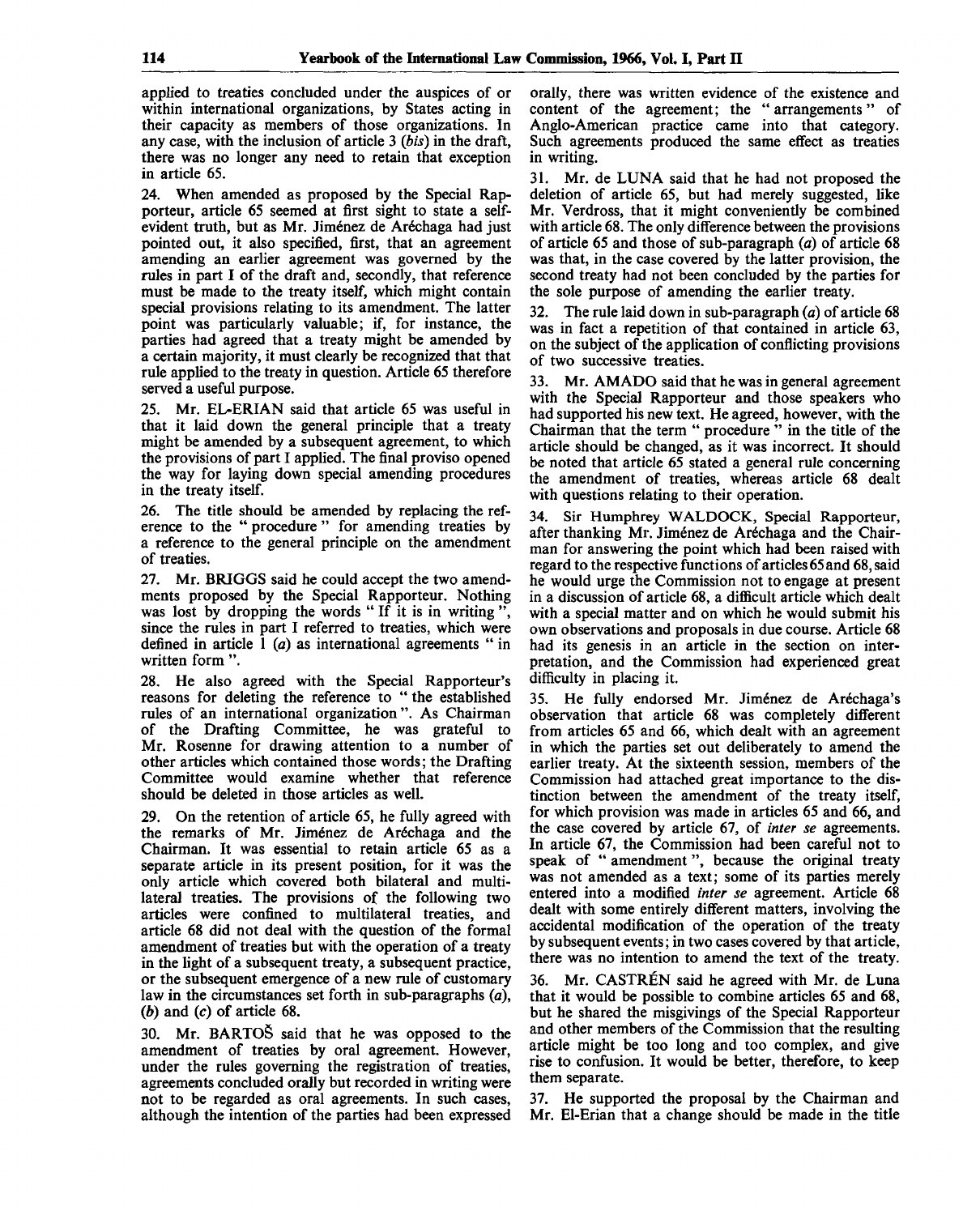applied to treaties concluded under the auspices of or within international organizations, by States acting in their capacity as members of those organizations. In any case, with the inclusion of article 3 (*bis*) in the draft, there was no longer any need to retain that exception in article 65.

24. When amended as proposed by the Special Rapporteur, article 65 seemed at first sight to state a self-evident truth, but as Mr. Jiménez de Aréchaga had just pointed out, it also specified, first, that an agreement amending an earlier agreement was governed by the rules in part I of the draft and, secondly, that reference must be made to the treaty itself, which might contain special provisions relating to its amendment. The latter point was particularly valuable; if, for instance, the parties had agreed that a treaty might be amended by a certain majority, it must clearly be recognized that that rule applied to the treaty in question. Article 65 therefore served a useful purpose.

25. Mr. EL-ERIAN said that article 65 was useful in that it laid down the general principle that a treaty might be amended by a subsequent agreement, to which the provisions of part I applied. The final proviso opened the way for laying down special amending procedures in the treaty itself.

26. The title should be amended by replacing the reference to the " procedure " for amending treaties by a reference to the general principle on the amendment of treaties.

27. Mr. BRIGGS said he could accept the two amendments proposed by the Special Rapporteur. Nothing was lost by dropping the words " If it is in writing ", since the rules in part I referred to treaties, which were defined in article 1 (*a*) as international agreements " in written form ".

28. He also agreed with the Special Rapporteur's reasons for deleting the reference to " the established rules of an international organization ". As Chairman of the Drafting Committee, he was grateful to Mr. Rosenne for drawing attention to a number of other articles which contained those words; the Drafting Committee would examine whether that reference should be deleted in those articles as well.

29. On the retention of article 65, he fully agreed with the remarks of Mr. Jiménez de Aréchaga and the Chairman. It was essential to retain article 65 as a separate article in its present position, for it was the only article which covered both bilateral and multilateral treaties. The provisions of the following two articles were confined to multilateral treaties, and article 68 did not deal with the question of the formal amendment of treaties but with the operation of a treaty in the light of a subsequent treaty, a subsequent practice, or the subsequent emergence of a new rule of customary law in the circumstances set forth in sub-paragraphs (*a*), (*b*) and (*c*) of article 68.

30. Mr. BARTOŠ said that he was opposed to the amendment of treaties by oral agreement. However, under the rules governing the registration of treaties, agreements concluded orally but recorded in writing were not to be regarded as oral agreements. In such cases, although the intention of the parties had been expressed orally, there was written evidence of the existence and content of the agreement; the " arrangements " of Anglo-American practice came into that category. Such agreements produced the same effect as treaties in writing.

31. Mr. de LUNA said that he had not proposed the deletion of article 65, but had merely suggested, like Mr. Verdross, that it might conveniently be combined with article 68. The only difference between the provisions of article 65 and those of sub-paragraph (*a*) of article 68 was that, in the case covered by the latter provision, the second treaty had not been concluded by the parties for the sole purpose of amending the earlier treaty.

32. The rule laid down in sub-paragraph (*a*) of article 68 was in fact a repetition of that contained in article 63, on the subject of the application of conflicting provisions of two successive treaties.

33. Mr. AMADO said that he was in general agreement with the Special Rapporteur and those speakers who had supported his new text. He agreed, however, with the Chairman that the term " procedure " in the title of the article should be changed, as it was incorrect. It should be noted that article 65 stated a general rule concerning the amendment of treaties, whereas article 68 dealt with questions relating to their operation.

34. Sir Humphrey WALDOCK, Special Rapporteur, after thanking Mr. Jiménez de Aréchaga and the Chairman for answering the point which had been raised with regard to the respective functions of articles 65 and 68, said he would urge the Commission not to engage at present in a discussion of article 68, a difficult article which dealt with a special matter and on which he would submit his own observations and proposals in due course. Article 68 had its genesis in an article in the section on interpretation, and the Commission had experienced great difficulty in placing it.

35. He fully endorsed Mr. Jiménez de Aréchaga's observation that article 68 was completely different from articles 65 and 66, which dealt with an agreement in which the parties set out deliberately to amend the earlier treaty. At the sixteenth session, members of the Commission had attached great importance to the distinction between the amendment of the treaty itself, for which provision was made in articles 65 and 66, and the case covered by article 67, of *inter se* agreements. In article 67, the Commission had been careful not to speak of " amendment ", because the original treaty was not amended as a text; some of its parties merely entered into a modified *inter se* agreement. Article 68 dealt with some entirely different matters, involving the accidental modification of the operation of the treaty by subsequent events; in two cases covered by that article, there was no intention to amend the text of the treaty.

36. Mr. CASTRÉN said he agreed with Mr. de Luna that it would be possible to combine articles 65 and 68, but he shared the misgivings of the Special Rapporteur and other members of the Commission that the resulting article might be too long and too complex, and give rise to confusion. It would be better, therefore, to keep them separate.

37. He supported the proposal by the Chairman and Mr. El-Erian that a change should be made in the title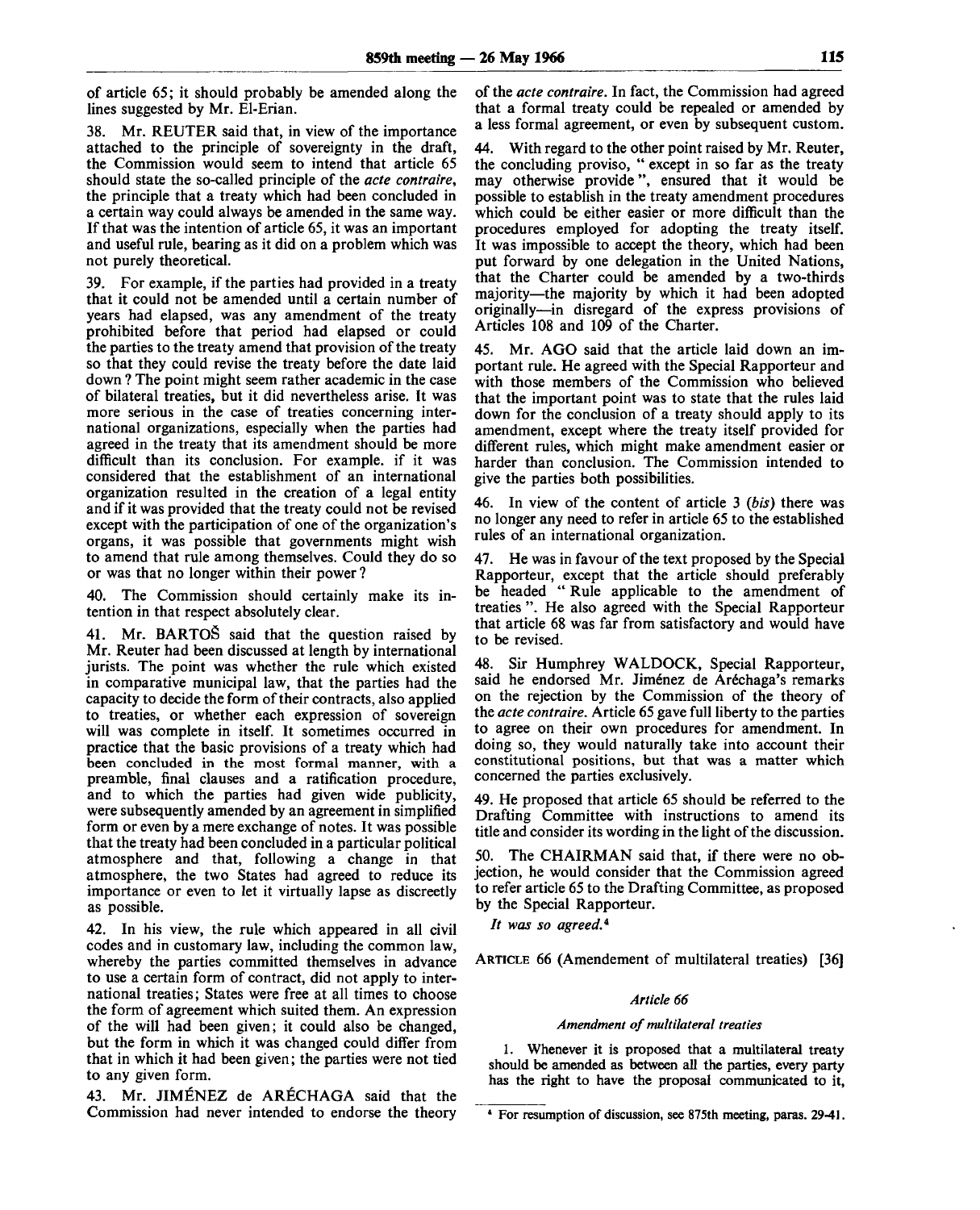of article 65; it should probably be amended along the lines suggested by Mr. El-Erian.

38. Mr. REUTER said that, in view of the importance attached to the principle of sovereignty in the draft, the Commission would seem to intend that article 65 should state the so-called principle of the *acte contraire*, the principle that a treaty which had been concluded in a certain way could always be amended in the same way. If that was the intention of article 65, it was an important and useful rule, bearing as it did on a problem which was not purely theoretical.

39. For example, if the parties had provided in a treaty that it could not be amended until a certain number of years had elapsed, was any amendment of the treaty prohibited before that period had elapsed or could the parties to the treaty amend that provision of the treaty so that they could revise the treaty before the date laid down? The point might seem rather academic in the case of bilateral treaties, but it did nevertheless arise. It was more serious in the case of treaties concerning international organizations, especially when the parties had agreed in the treaty that its amendment should be more difficult than its conclusion. For example, if it was considered that the establishment of an international organization resulted in the creation of a legal entity and if it was provided that the treaty could not be revised except with the participation of one of the organization's organs, it was possible that governments might wish to amend that rule among themselves. Could they do so or was that no longer within their power?

40. The Commission should certainly make its intention in that respect absolutely clear.

41. Mr. BARTOŠ said that the question raised by Mr. Reuter had been discussed at length by international jurists. The point was whether the rule which existed in comparative municipal law, that the parties had the capacity to decide the form of their contracts, also applied to treaties, or whether each expression of sovereign will was complete in itself. It sometimes occurred in practice that the basic provisions of a treaty which had been concluded in the most formal manner, with a preamble, final clauses and a ratification procedure, and to which the parties had given wide publicity, were subsequently amended by an agreement in simplified form or even by a mere exchange of notes. It was possible that the treaty had been concluded in a particular political atmosphere and that, following a change in that atmosphere, the two States had agreed to reduce its importance or even to let it virtually lapse as discreetly as possible.

42. In his view, the rule which appeared in all civil codes and in customary law, including the common law, whereby the parties committed themselves in advance to use a certain form of contract, did not apply to international treaties; States were free at all times to choose the form of agreement which suited them. An expression of the will had been given; it could also be changed, but the form in which it was changed could differ from that in which it had been given; the parties were not tied to any given form.

43. Mr. JIMÉNEZ de ARÉCHAGA said that the Commission had never intended to endorse the theory of the *acte contraire*. In fact, the Commission had agreed that a formal treaty could be repealed or amended by a less formal agreement, or even by subsequent custom.

44. With regard to the other point raised by Mr. Reuter, the concluding proviso, "except in so far as the treaty may otherwise provide", ensured that it would be possible to establish in the treaty amendment procedures which could be either easier or more difficult than the procedures employed for adopting the treaty itself. It was impossible to accept the theory, which had been put forward by one delegation in the United Nations, that the Charter could be amended by a two-thirds majority—the majority by which it had been adopted originally—in disregard of the express provisions of Articles 108 and 109 of the Charter.

45. Mr. AGO said that the article laid down an important rule. He agreed with the Special Rapporteur and with those members of the Commission who believed that the important point was to state that the rules laid down for the conclusion of a treaty should apply to its amendment, except where the treaty itself provided for different rules, which might make amendment easier or harder than conclusion. The Commission intended to give the parties both possibilities.

46. In view of the content of article 3 (*bis*) there was no longer any need to refer in article 65 to the established rules of an international organization.

47. He was in favour of the text proposed by the Special Rapporteur, except that the article should preferably be headed "Rule applicable to the amendment of treaties". He also agreed with the Special Rapporteur that article 68 was far from satisfactory and would have to be revised.

48. Sir Humphrey WALDOCK, Special Rapporteur, said he endorsed Mr. Jiménez de Aréchaga's remarks on the rejection by the Commission of the theory of the *acte contraire*. Article 65 gave full liberty to the parties to agree on their own procedures for amendment. In doing so, they would naturally take into account their constitutional positions, but that was a matter which concerned the parties exclusively.

49. He proposed that article 65 should be referred to the Drafting Committee with instructions to amend its title and consider its wording in the light of the discussion.

50. The CHAIRMAN said that, if there were no objection, he would consider that the Commission agreed to refer article 65 to the Drafting Committee, as proposed by the Special Rapporteur.

*It was so agreed.*[4]

ARTICLE 66 (Amendement of multilateral treaties) [36]

### *Article 66*

#### *Amendment of multilateral treaties*

1. Whenever it is proposed that a multilateral treaty should be amended as between all the parties, every party has the right to have the proposal communicated to it,

---

[4] For resumption of discussion, see 875th meeting, paras. 29-41.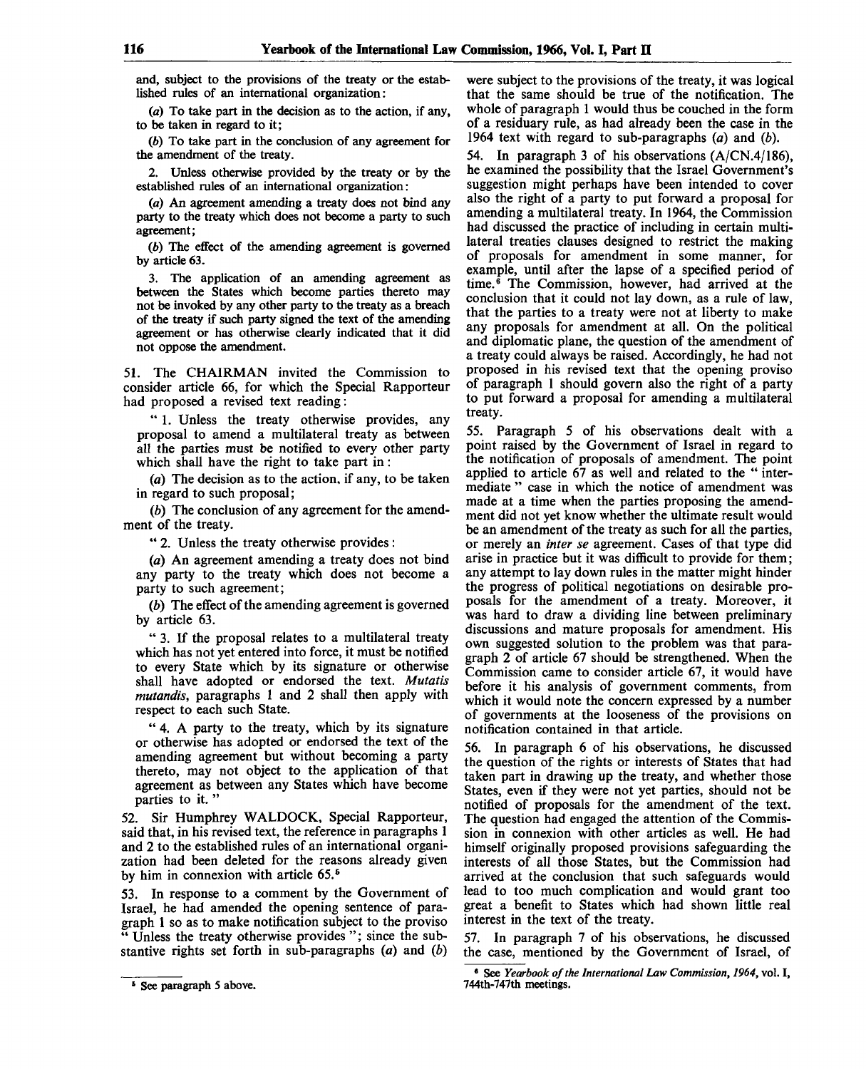and, subject to the provisions of the treaty or the established rules of an international organization:

(*a*) To take part in the decision as to the action, if any, to be taken in regard to it;

(*b*) To take part in the conclusion of any agreement for the amendment of the treaty.

2. Unless otherwise provided by the treaty or by the established rules of an international organization:

(*a*) An agreement amending a treaty does not bind any party to the treaty which does not become a party to such agreement;

(*b*) The effect of the amending agreement is governed by article 63.

3. The application of an amending agreement as between the States which become parties thereto may not be invoked by any other party to the treaty as a breach of the treaty if such party signed the text of the amending agreement or has otherwise clearly indicated that it did not oppose the amendment.

51. The CHAIRMAN invited the Commission to consider article 66, for which the Special Rapporteur had proposed a revised text reading:

"1. Unless the treaty otherwise provides, any proposal to amend a multilateral treaty as between all the parties must be notified to every other party which shall have the right to take part in:

(*a*) The decision as to the action, if any, to be taken in regard to such proposal;

(*b*) The conclusion of any agreement for the amendment of the treaty.

"2. Unless the treaty otherwise provides:

(*a*) An agreement amending a treaty does not bind any party to the treaty which does not become a party to such agreement;

(*b*) The effect of the amending agreement is governed by article 63.

"3. If the proposal relates to a multilateral treaty which has not yet entered into force, it must be notified to every State which by its signature or otherwise shall have adopted or endorsed the text. *Mutatis mutandis*, paragraphs 1 and 2 shall then apply with respect to each such State.

"4. A party to the treaty, which by its signature or otherwise has adopted or endorsed the text of the amending agreement but without becoming a party thereto, may not object to the application of that agreement as between any States which have become parties to it."

52. Sir Humphrey WALDOCK, Special Rapporteur, said that, in his revised text, the reference in paragraphs 1 and 2 to the established rules of an international organization had been deleted for the reasons already given by him in connexion with article 65.[5]

53. In response to a comment by the Government of Israel, he had amended the opening sentence of paragraph 1 so as to make notification subject to the proviso "Unless the treaty otherwise provides"; since the substantive rights set forth in sub-paragraphs (*a*) and (*b*) were subject to the provisions of the treaty, it was logical that the same should be true of the notification. The whole of paragraph 1 would thus be couched in the form of a residuary rule, as had already been the case in the 1964 text with regard to sub-paragraphs (*a*) and (*b*).

54. In paragraph 3 of his observations (A/CN.4/186), he examined the possibility that the Israel Government's suggestion might perhaps have been intended to cover also the right of a party to put forward a proposal for amending a multilateral treaty. In 1964, the Commission had discussed the practice of including in certain multilateral treaties clauses designed to restrict the making of proposals for amendment in some manner, for example, until after the lapse of a specified period of time.[6] The Commission, however, had arrived at the conclusion that it could not lay down, as a rule of law, that the parties to a treaty were not at liberty to make any proposals for amendment at all. On the political and diplomatic plane, the question of the amendment of a treaty could always be raised. Accordingly, he had not proposed in his revised text that the opening proviso of paragraph 1 should govern also the right of a party to put forward a proposal for amending a multilateral treaty.

55. Paragraph 5 of his observations dealt with a point raised by the Government of Israel in regard to the notification of proposals of amendment. The point applied to article 67 as well and related to the "intermediate" case in which the notice of amendment was made at a time when the parties proposing the amendment did not yet know whether the ultimate result would be an amendment of the treaty as such for all the parties, or merely an *inter se* agreement. Cases of that type did arise in practice but it was difficult to provide for them; any attempt to lay down rules in the matter might hinder the progress of political negotiations on desirable proposals for the amendment of a treaty. Moreover, it was hard to draw a dividing line between preliminary discussions and mature proposals for amendment. His own suggested solution to the problem was that paragraph 2 of article 67 should be strengthened. When the Commission came to consider article 67, it would have before it his analysis of government comments, from which it would note the concern expressed by a number of governments at the looseness of the provisions on notification contained in that article.

56. In paragraph 6 of his observations, he discussed the question of the rights or interests of States that had taken part in drawing up the treaty, and whether those States, even if they were not yet parties, should not be notified of proposals for the amendment of the text. The question had engaged the attention of the Commission in connexion with other articles as well. He had himself originally proposed provisions safeguarding the interests of all those States, but the Commission had arrived at the conclusion that such safeguards would lead to too much complication and would grant too great a benefit to States which had shown little real interest in the text of the treaty.

57. In paragraph 7 of his observations, he discussed the case, mentioned by the Government of Israel, of

---

[5] See paragraph 5 above.

[6] See *Yearbook of the International Law Commission, 1964*, vol. I, 744th-747th meetings.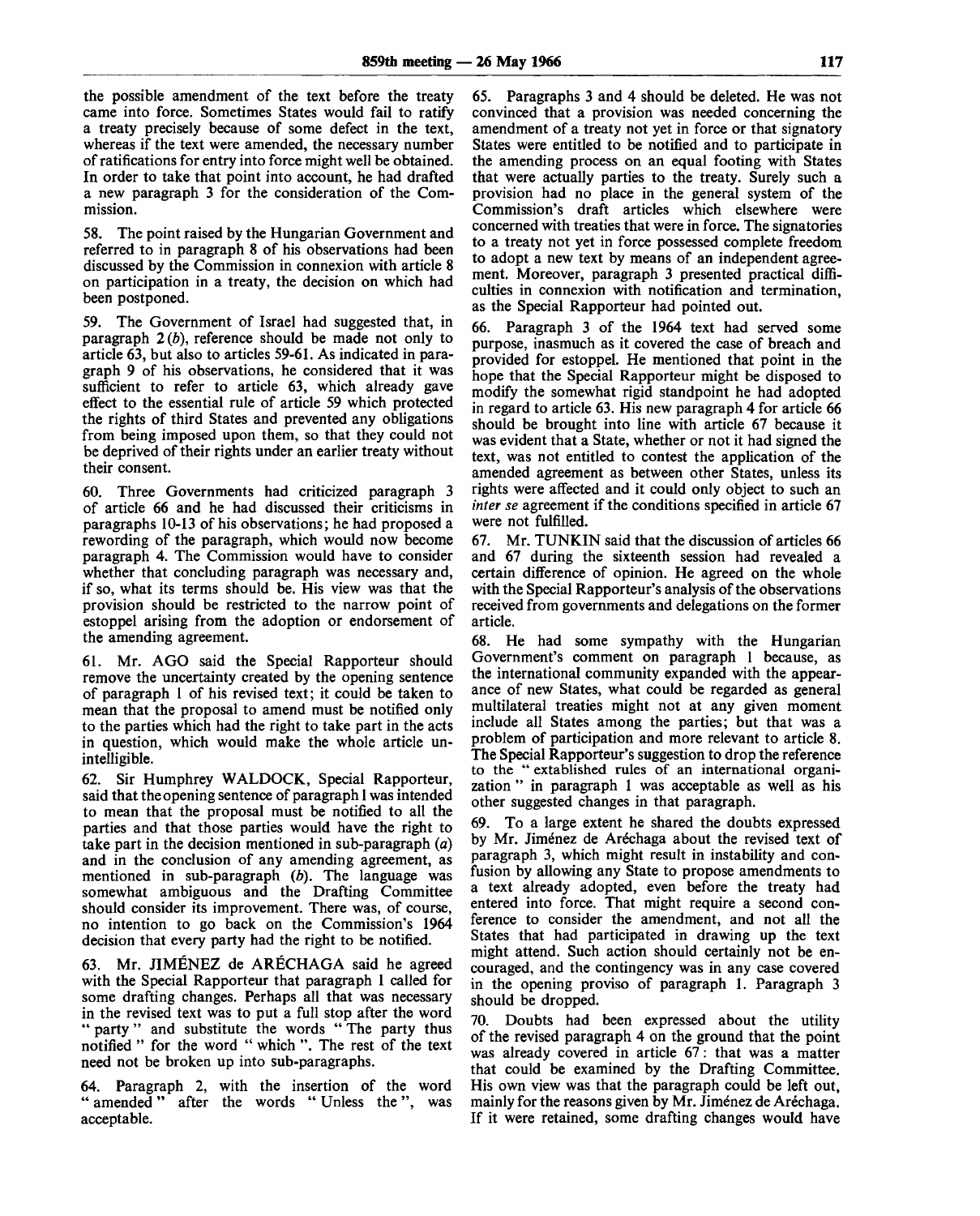the possible amendment of the text before the treaty came into force. Sometimes States would fail to ratify a treaty precisely because of some defect in the text, whereas if the text were amended, the necessary number of ratifications for entry into force might well be obtained. In order to take that point into account, he had drafted a new paragraph 3 for the consideration of the Commission.

58. The point raised by the Hungarian Government and referred to in paragraph 8 of his observations had been discussed by the Commission in connexion with article 8 on participation in a treaty, the decision on which had been postponed.

59. The Government of Israel had suggested that, in paragraph 2 (*b*), reference should be made not only to article 63, but also to articles 59-61. As indicated in paragraph 9 of his observations, he considered that it was sufficient to refer to article 63, which already gave effect to the essential rule of article 59 which protected the rights of third States and prevented any obligations from being imposed upon them, so that they could not be deprived of their rights under an earlier treaty without their consent.

60. Three Governments had criticized paragraph 3 of article 66 and he had discussed their criticisms in paragraphs 10-13 of his observations; he had proposed a rewording of the paragraph, which would now become paragraph 4. The Commission would have to consider whether that concluding paragraph was necessary and, if so, what its terms should be. His view was that the provision should be restricted to the narrow point of estoppel arising from the adoption or endorsement of the amending agreement.

61. Mr. AGO said the Special Rapporteur should remove the uncertainty created by the opening sentence of paragraph 1 of his revised text; it could be taken to mean that the proposal to amend must be notified only to the parties which had the right to take part in the acts in question, which would make the whole article unintelligible.

62. Sir Humphrey WALDOCK, Special Rapporteur, said that the opening sentence of paragraph 1 was intended to mean that the proposal must be notified to all the parties and that those parties would have the right to take part in the decision mentioned in sub-paragraph (*a*) and in the conclusion of any amending agreement, as mentioned in sub-paragraph (*b*). The language was somewhat ambiguous and the Drafting Committee should consider its improvement. There was, of course, no intention to go back on the Commission's 1964 decision that every party had the right to be notified.

63. Mr. JIMÉNEZ de ARÉCHAGA said he agreed with the Special Rapporteur that paragraph 1 called for some drafting changes. Perhaps all that was necessary in the revised text was to put a full stop after the word " party " and substitute the words " The party thus notified " for the word " which ". The rest of the text need not be broken up into sub-paragraphs.

64. Paragraph 2, with the insertion of the word " amended " after the words " Unless the ", was acceptable.

65. Paragraphs 3 and 4 should be deleted. He was not convinced that a provision was needed concerning the amendment of a treaty not yet in force or that signatory States were entitled to be notified and to participate in the amending process on an equal footing with States that were actually parties to the treaty. Surely such a provision had no place in the general system of the Commission's draft articles which elsewhere were concerned with treaties that were in force. The signatories to a treaty not yet in force possessed complete freedom to adopt a new text by means of an independent agreement. Moreover, paragraph 3 presented practical difficulties in connexion with notification and termination, as the Special Rapporteur had pointed out.

66. Paragraph 3 of the 1964 text had served some purpose, inasmuch as it covered the case of breach and provided for estoppel. He mentioned that point in the hope that the Special Rapporteur might be disposed to modify the somewhat rigid standpoint he had adopted in regard to article 63. His new paragraph 4 for article 66 should be brought into line with article 67 because it was evident that a State, whether or not it had signed the text, was not entitled to contest the application of the amended agreement as between other States, unless its rights were affected and it could only object to such an *inter se* agreement if the conditions specified in article 67 were not fulfilled.

67. Mr. TUNKIN said that the discussion of articles 66 and 67 during the sixteenth session had revealed a certain difference of opinion. He agreed on the whole with the Special Rapporteur's analysis of the observations received from governments and delegations on the former article.

68. He had some sympathy with the Hungarian Government's comment on paragraph 1 because, as the international community expanded with the appearance of new States, what could be regarded as general multilateral treaties might not at any given moment include all States among the parties; but that was a problem of participation and more relevant to article 8. The Special Rapporteur's suggestion to drop the reference to the " established rules of an international organization " in paragraph 1 was acceptable as well as his other suggested changes in that paragraph.

69. To a large extent he shared the doubts expressed by Mr. Jiménez de Aréchaga about the revised text of paragraph 3, which might result in instability and confusion by allowing any State to propose amendments to a text already adopted, even before the treaty had entered into force. That might require a second conference to consider the amendment, and not all the States that had participated in drawing up the text might attend. Such action should certainly not be encouraged, and the contingency was in any case covered in the opening proviso of paragraph 1. Paragraph 3 should be dropped.

70. Doubts had been expressed about the utility of the revised paragraph 4 on the ground that the point was already covered in article 67: that was a matter that could be examined by the Drafting Committee. His own view was that the paragraph could be left out, mainly for the reasons given by Mr. Jiménez de Aréchaga. If it were retained, some drafting changes would have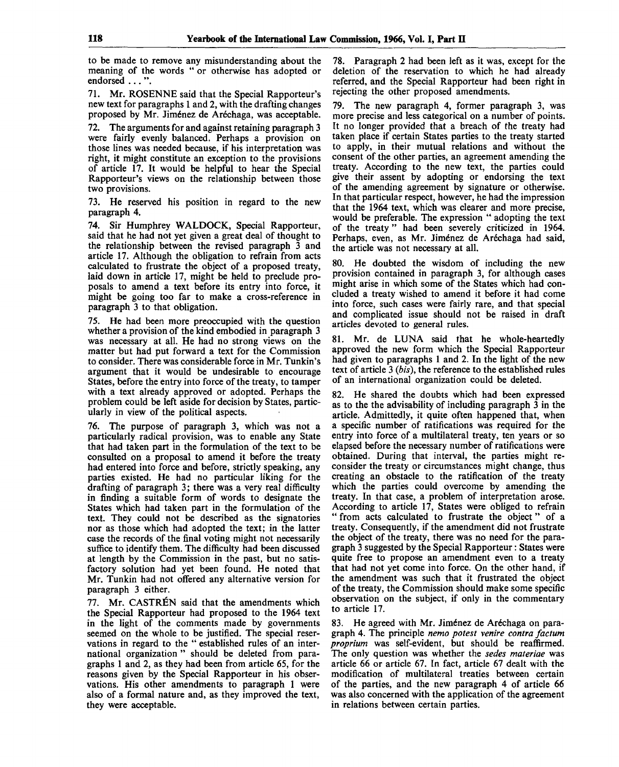to be made to remove any misunderstanding about the meaning of the words " or otherwise has adopted or endorsed . . . ".

71. Mr. ROSENNE said that the Special Rapporteur's new text for paragraphs 1 and 2, with the drafting changes proposed by Mr. Jiménez de Aréchaga, was acceptable.

72. The arguments for and against retaining paragraph 3 were fairly evenly balanced. Perhaps a provision on those lines was needed because, if his interpretation was right, it might constitute an exception to the provisions of article 17. It would be helpful to hear the Special Rapporteur's views on the relationship between those two provisions.

73. He reserved his position in regard to the new paragraph 4.

74. Sir Humphrey WALDOCK, Special Rapporteur, said that he had not yet given a great deal of thought to the relationship between the revised paragraph 3 and article 17. Although the obligation to refrain from acts calculated to frustrate the object of a proposed treaty, laid down in article 17, might be held to preclude proposals to amend a text before its entry into force, it might be going too far to make a cross-reference in paragraph 3 to that obligation.

75. He had been more preoccupied with the question whether a provision of the kind embodied in paragraph 3 was necessary at all. He had no strong views on the matter but had put forward a text for the Commission to consider. There was considerable force in Mr. Tunkin's argument that it would be undesirable to encourage States, before the entry into force of the treaty, to tamper with a text already approved or adopted. Perhaps the problem could be left aside for decision by States, particularly in view of the political aspects.

76. The purpose of paragraph 3, which was not a particularly radical provision, was to enable any State that had taken part in the formulation of the text to be consulted on a proposal to amend it before the treaty had entered into force and before, strictly speaking, any parties existed. He had no particular liking for the drafting of paragraph 3; there was a very real difficulty in finding a suitable form of words to designate the States which had taken part in the formulation of the text. They could not be described as the signatories nor as those which had adopted the text; in the latter case the records of the final voting might not necessarily suffice to identify them. The difficulty had been discussed at length by the Commission in the past, but no satisfactory solution had yet been found. He noted that Mr. Tunkin had not offered any alternative version for paragraph 3 either.

77. Mr. CASTRÉN said that the amendments which the Special Rapporteur had proposed to the 1964 text in the light of the comments made by governments seemed on the whole to be justified. The special reservations in regard to the " established rules of an international organization " should be deleted from paragraphs 1 and 2, as they had been from article 65, for the reasons given by the Special Rapporteur in his observations. His other amendments to paragraph 1 were also of a formal nature and, as they improved the text, they were acceptable.

78. Paragraph 2 had been left as it was, except for the deletion of the reservation to which he had already referred, and the Special Rapporteur had been right in rejecting the other proposed amendments.

79. The new paragraph 4, former paragraph 3, was more precise and less categorical on a number of points. It no longer provided that a breach of the treaty had taken place if certain States parties to the treaty started to apply, in their mutual relations and without the consent of the other parties, an agreement amending the treaty. According to the new text, the parties could give their assent by adopting or endorsing the text of the amending agreement by signature or otherwise. In that particular respect, however, he had the impression that the 1964 text, which was clearer and more precise, would be preferable. The expression " adopting the text of the treaty " had been severely criticized in 1964. Perhaps, even, as Mr. Jiménez de Aréchaga had said, the article was not necessary at all.

80. He doubted the wisdom of including the new provision contained in paragraph 3, for although cases might arise in which some of the States which had concluded a treaty wished to amend it before it had come into force, such cases were fairly rare, and that special and complicated issue should not be raised in draft articles devoted to general rules.

81. Mr. de LUNA said that he whole-heartedly approved the new form which the Special Rapporteur had given to paragraphs 1 and 2. In the light of the new text of article 3 (*bis*), the reference to the established rules of an international organization could be deleted.

82. He shared the doubts which had been expressed as to the advisability of including paragraph 3 in the article. Admittedly, it quite often happened that, when a specific number of ratifications was required for the entry into force of a multilateral treaty, ten years or so elapsed before the necessary number of ratifications were obtained. During that interval, the parties might reconsider the treaty or circumstances might change, thus creating an obstacle to the ratification of the treaty which the parties could overcome by amending the treaty. In that case, a problem of interpretation arose. According to article 17, States were obliged to refrain " from acts calculated to frustrate the object " of a treaty. Consequently, if the amendment did not frustrate the object of the treaty, there was no need for the paragraph 3 suggested by the Special Rapporteur: States were quite free to propose an amendment even to a treaty that had not yet come into force. On the other hand, if the amendment was such that it frustrated the object of the treaty, the Commission should make some specific observation on the subject, if only in the commentary to article 17.

83. He agreed with Mr. Jiménez de Aréchaga on paragraph 4. The principle *nemo potest venire contra factum proprium* was self-evident, but should be reaffirmed. The only question was whether the *sedes materiae* was article 66 or article 67. In fact, article 67 dealt with the modification of multilateral treaties between certain of the parties, and the new paragraph 4 of article 66 was also concerned with the application of the agreement in relations between certain parties.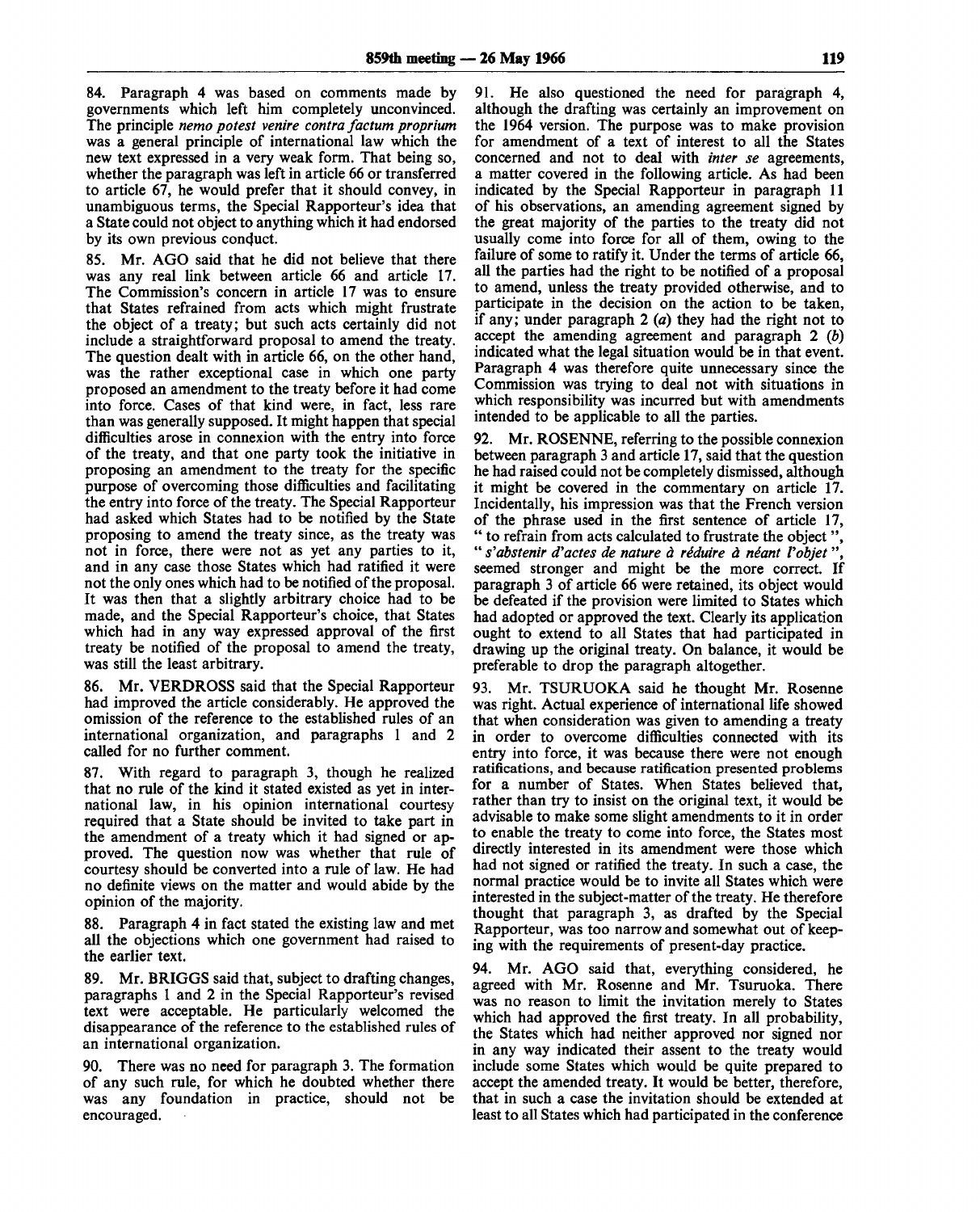84. Paragraph 4 was based on comments made by governments which left him completely unconvinced. The principle *nemo potest venire contra factum proprium* was a general principle of international law which the new text expressed in a very weak form. That being so, whether the paragraph was left in article 66 or transferred to article 67, he would prefer that it should convey, in unambiguous terms, the Special Rapporteur's idea that a State could not object to anything which it had endorsed by its own previous conduct.

85. Mr. AGO said that he did not believe that there was any real link between article 66 and article 17. The Commission's concern in article 17 was to ensure that States refrained from acts which might frustrate the object of a treaty; but such acts certainly did not include a straightforward proposal to amend the treaty. The question dealt with in article 66, on the other hand, was the rather exceptional case in which one party proposed an amendment to the treaty before it had come into force. Cases of that kind were, in fact, less rare than was generally supposed. It might happen that special difficulties arose in connexion with the entry into force of the treaty, and that one party took the initiative in proposing an amendment to the treaty for the specific purpose of overcoming those difficulties and facilitating the entry into force of the treaty. The Special Rapporteur had asked which States had to be notified by the State proposing to amend the treaty since, as the treaty was not in force, there were not as yet any parties to it, and in any case those States which had ratified it were not the only ones which had to be notified of the proposal. It was then that a slightly arbitrary choice had to be made, and the Special Rapporteur's choice, that States which had in any way expressed approval of the first treaty be notified of the proposal to amend the treaty, was still the least arbitrary.

86. Mr. VERDROSS said that the Special Rapporteur had improved the article considerably. He approved the omission of the reference to the established rules of an international organization, and paragraphs 1 and 2 called for no further comment.

87. With regard to paragraph 3, though he realized that no rule of the kind it stated existed as yet in international law, in his opinion international courtesy required that a State should be invited to take part in the amendment of a treaty which it had signed or approved. The question now was whether that rule of courtesy should be converted into a rule of law. He had no definite views on the matter and would abide by the opinion of the majority.

88. Paragraph 4 in fact stated the existing law and met all the objections which one government had raised to the earlier text.

89. Mr. BRIGGS said that, subject to drafting changes, paragraphs 1 and 2 in the Special Rapporteur's revised text were acceptable. He particularly welcomed the disappearance of the reference to the established rules of an international organization.

90. There was no need for paragraph 3. The formation of any such rule, for which he doubted whether there was any foundation in practice, should not be encouraged.

91. He also questioned the need for paragraph 4, although the drafting was certainly an improvement on the 1964 version. The purpose was to make provision for amendment of a text of interest to all the States concerned and not to deal with *inter se* agreements, a matter covered in the following article. As had been indicated by the Special Rapporteur in paragraph 11 of his observations, an amending agreement signed by the great majority of the parties to the treaty did not usually come into force for all of them, owing to the failure of some to ratify it. Under the terms of article 66, all the parties had the right to be notified of a proposal to amend, unless the treaty provided otherwise, and to participate in the decision on the action to be taken, if any; under paragraph 2 (*a*) they had the right not to accept the amending agreement and paragraph 2 (*b*) indicated what the legal situation would be in that event. Paragraph 4 was therefore quite unnecessary since the Commission was trying to deal not with situations in which responsibility was incurred but with amendments intended to be applicable to all the parties.

92. Mr. ROSENNE, referring to the possible connexion between paragraph 3 and article 17, said that the question he had raised could not be completely dismissed, although it might be covered in the commentary on article 17. Incidentally, his impression was that the French version of the phrase used in the first sentence of article 17, " to refrain from acts calculated to frustrate the object ", " *s'abstenir d'actes de nature à réduire à néant l'objet* ", seemed stronger and might be the more correct. If paragraph 3 of article 66 were retained, its object would be defeated if the provision were limited to States which had adopted or approved the text. Clearly its application ought to extend to all States that had participated in drawing up the original treaty. On balance, it would be preferable to drop the paragraph altogether.

93. Mr. TSURUOKA said he thought Mr. Rosenne was right. Actual experience of international life showed that when consideration was given to amending a treaty in order to overcome difficulties connected with its entry into force, it was because there were not enough ratifications, and because ratification presented problems for a number of States. When States believed that, rather than try to insist on the original text, it would be advisable to make some slight amendments to it in order to enable the treaty to come into force, the States most directly interested in its amendment were those which had not signed or ratified the treaty. In such a case, the normal practice would be to invite all States which were interested in the subject-matter of the treaty. He therefore thought that paragraph 3, as drafted by the Special Rapporteur, was too narrow and somewhat out of keeping with the requirements of present-day practice.

94. Mr. AGO said that, everything considered, he agreed with Mr. Rosenne and Mr. Tsuruoka. There was no reason to limit the invitation merely to States which had approved the first treaty. In all probability, the States which had neither approved nor signed nor in any way indicated their assent to the treaty would include some States which would be quite prepared to accept the amended treaty. It would be better, therefore, that in such a case the invitation should be extended at least to all States which had participated in the conference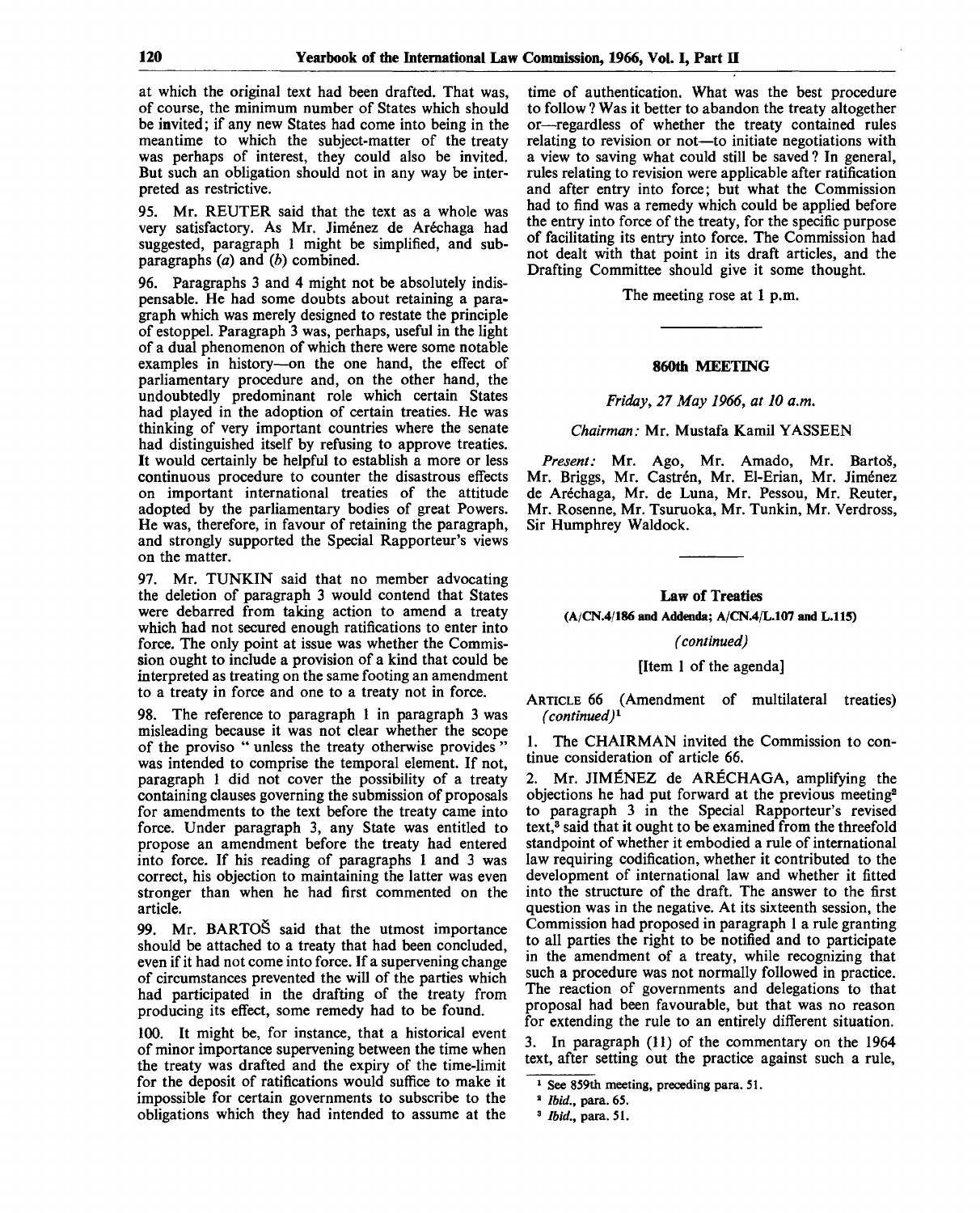at which the original text had been drafted. That was, of course, the minimum number of States which should be invited; if any new States had come into being in the meantime to which the subject-matter of the treaty was perhaps of interest, they could also be invited. But such an obligation should not in any way be interpreted as restrictive.

95. Mr. REUTER said that the text as a whole was very satisfactory. As Mr. Jiménez de Aréchaga had suggested, paragraph 1 might be simplified, and sub-paragraphs (*a*) and (*b*) combined.

96. Paragraphs 3 and 4 might not be absolutely indispensable. He had some doubts about retaining a paragraph which was merely designed to restate the principle of estoppel. Paragraph 3 was, perhaps, useful in the light of a dual phenomenon of which there were some notable examples in history—on the one hand, the effect of parliamentary procedure and, on the other hand, the undoubtedly predominant role which certain States had played in the adoption of certain treaties. He was thinking of very important countries where the senate had distinguished itself by refusing to approve treaties. It would certainly be helpful to establish a more or less continuous procedure to counter the disastrous effects on important international treaties of the attitude adopted by the parliamentary bodies of great Powers. He was, therefore, in favour of retaining the paragraph, and strongly supported the Special Rapporteur's views on the matter.

97. Mr. TUNKIN said that no member advocating the deletion of paragraph 3 would contend that States were debarred from taking action to amend a treaty which had not secured enough ratifications to enter into force. The only point at issue was whether the Commission ought to include a provision of a kind that could be interpreted as treating on the same footing an amendment to a treaty in force and one to a treaty not in force.

98. The reference to paragraph 1 in paragraph 3 was misleading because it was not clear whether the scope of the proviso " unless the treaty otherwise provides " was intended to comprise the temporal element. If not, paragraph 1 did not cover the possibility of a treaty containing clauses governing the submission of proposals for amendments to the text before the treaty came into force. Under paragraph 3, any State was entitled to propose an amendment before the treaty had entered into force. If his reading of paragraphs 1 and 3 was correct, his objection to maintaining the latter was even stronger than when he had first commented on the article.

99. Mr. BARTOŠ said that the utmost importance should be attached to a treaty that had been concluded, even if it had not come into force. If a supervening change of circumstances prevented the will of the parties which had participated in the drafting of the treaty from producing its effect, some remedy had to be found.

100. It might be, for instance, that a historical event of minor importance supervening between the time when the treaty was drafted and the expiry of the time-limit for the deposit of ratifications would suffice to make it impossible for certain governments to subscribe to the obligations which they had intended to assume at the time of authentication. What was the best procedure to follow? Was it better to abandon the treaty altogether or—regardless of whether the treaty contained rules relating to revision or not—to initiate negotiations with a view to saving what could still be saved? In general, rules relating to revision were applicable after ratification and after entry into force; but what the Commission had to find was a remedy which could be applied before the entry into force of the treaty, for the specific purpose of facilitating its entry into force. The Commission had not dealt with that point in its draft articles, and the Drafting Committee should give it some thought.

The meeting rose at 1 p.m.

## 860th MEETING

*Friday, 27 May 1966, at 10 a.m.*

*Chairman:* Mr. Mustafa Kamil YASSEEN

*Present:* Mr. Ago, Mr. Amado, Mr. Bartoš, Mr. Briggs, Mr. Castrén, Mr. El-Erian, Mr. Jiménez de Aréchaga, Mr. de Luna, Mr. Pessou, Mr. Reuter, Mr. Rosenne, Mr. Tsuruoka, Mr. Tunkin, Mr. Verdross, Sir Humphrey Waldock.

### Law of Treaties

**(A/CN.4/186 and Addenda; A/CN.4/L.107 and L.115)**

*(continued)*

[Item 1 of the agenda]

ARTICLE 66 (Amendment of multilateral treaties) *(continued)*[1]

1. The CHAIRMAN invited the Commission to continue consideration of article 66.

2. Mr. JIMÉNEZ de ARÉCHAGA, amplifying the objections he had put forward at the previous meeting[2] to paragraph 3 in the Special Rapporteur's revised text,[3] said that it ought to be examined from the threefold standpoint of whether it embodied a rule of international law requiring codification, whether it contributed to the development of international law and whether it fitted into the structure of the draft. The answer to the first question was in the negative. At its sixteenth session, the Commission had proposed in paragraph 1 a rule granting to all parties the right to be notified and to participate in the amendment of a treaty, while recognizing that such a procedure was not normally followed in practice. The reaction of governments and delegations to that proposal had been favourable, but that was no reason for extending the rule to an entirely different situation.

3. In paragraph (11) of the commentary on the 1964 text, after setting out the practice against such a rule,

[1] See 859th meeting, preceding para. 51.

[2] *Ibid.*, para. 65.

[3] *Ibid.*, para. 51.